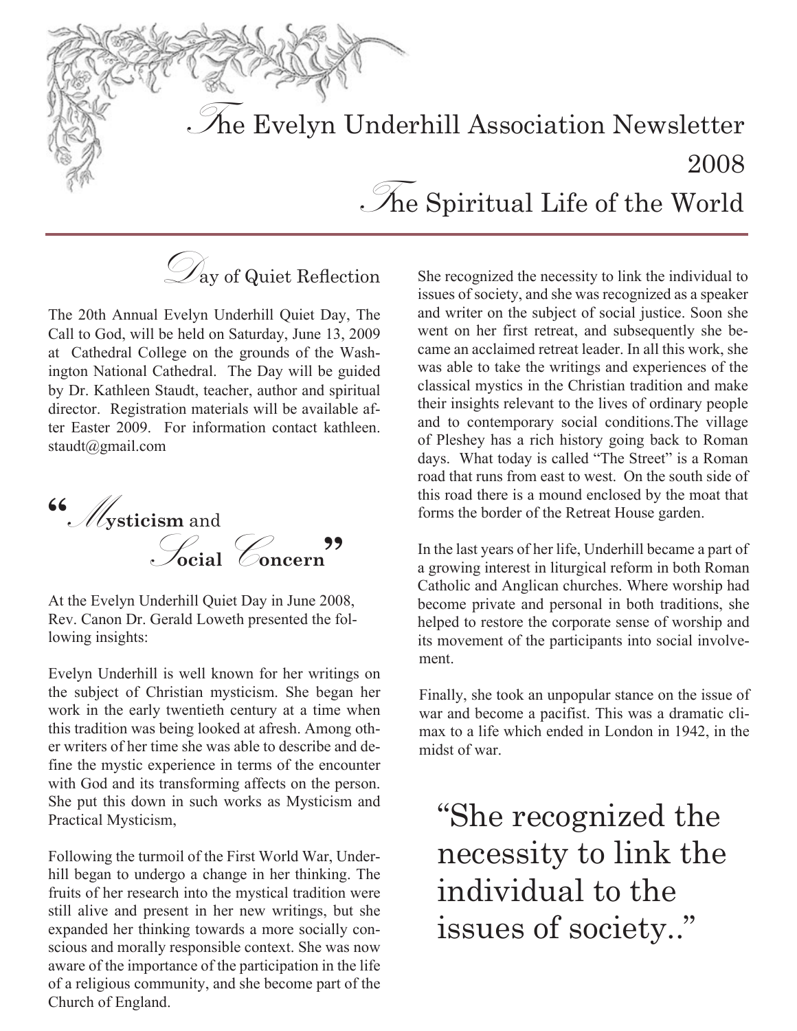# The Evelyn Underhill Association Newsletter 2008

# The Spiritual Life of the World

## Day of Quiet Reflection

The 20th Annual Evelyn Underhill Quiet Day, The Call to God, will be held on Saturday, June 13, 2009 at Cathedral College on the grounds of the Washington National Cathedral. The Day will be guided by Dr. Kathleen Staudt, teacher, author and spiritual director. Registration materials will be available after Easter 2009. For information contact kathleen.staudt@gmail.com

## "**Mysticism** and **Social Concern**"

At the Evelyn Underhill Quiet Day in June 2008, Rev. Canon Dr. Gerald Loweth presented the following insights:

Evelyn Underhill is well known for her writings on the subject of Christian mysticism. She began her work in the early twentieth century at a time when this tradition was being looked at afresh. Among other writers of her time she was able to describe and define the mystic experience in terms of the encounter with God and its transforming affects on the person. She put this down in such works as Mysticism and Practical Mysticism,

Following the turmoil of the First World War, Underhill began to undergo a change in her thinking. The fruits of her research into the mystical tradition were still alive and present in her new writings, but she expanded her thinking towards a more socially conscious and morally responsible context. She was now aware of the importance of the participation in the life of a religious community, and she become part of the Church of England.

She recognized the necessity to link the individual to issues of society, and she was recognized as a speaker and writer on the subject of social justice. Soon she went on her first retreat, and subsequently she became an acclaimed retreat leader. In all this work, she was able to take the writings and experiences of the classical mystics in the Christian tradition and make their insights relevant to the lives of ordinary people and to contemporary social conditions.The village of Pleshey has a rich history going back to Roman days. What today is called "The Street" is a Roman road that runs from east to west. On the south side of this road there is a mound enclosed by the moat that forms the border of the Retreat House garden.

In the last years of her life, Underhill became a part of a growing interest in liturgical reform in both Roman Catholic and Anglican churches. Where worship had become private and personal in both traditions, she helped to restore the corporate sense of worship and its movement of the participants into social involvement.

Finally, she took an unpopular stance on the issue of war and become a pacifist. This was a dramatic climax to a life which ended in London in 1942, in the midst of war.

> "She recognized the necessity to link the individual to the issues of society.."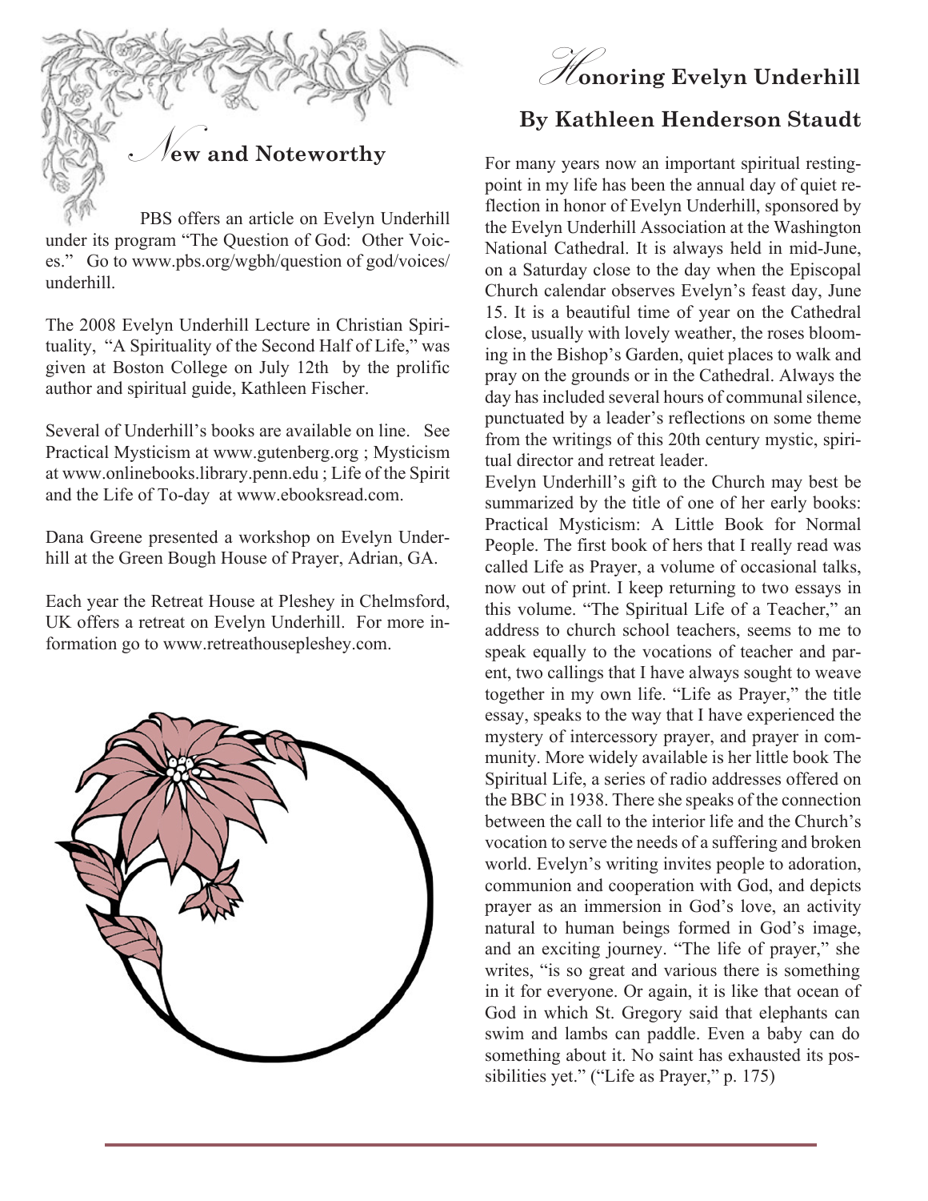## New and Noteworthy

PBS offers an article on Evelyn Underhill under its program "The Question of God: Other Voices." Go to www.pbs.org/wgbh/question of god/voices/underhill.

The 2008 Evelyn Underhill Lecture in Christian Spirituality, "A Spirituality of the Second Half of Life," was given at Boston College on July 12th by the prolific author and spiritual guide, Kathleen Fischer.

Several of Underhill's books are available on line. See Practical Mysticism at www.gutenberg.org ; Mysticism at www.onlinebooks.library.penn.edu ; Life of the Spirit and the Life of To-day at www.ebooksread.com.

Dana Greene presented a workshop on Evelyn Underhill at the Green Bough House of Prayer, Adrian, GA.

Each year the Retreat House at Pleshey in Chelmsford, UK offers a retreat on Evelyn Underhill. For more information go to www.retreathousepleshey.com.

## Honoring Evelyn Underhill

### By Kathleen Henderson Staudt

For many years now an important spiritual resting-point in my life has been the annual day of quiet reflection in honor of Evelyn Underhill, sponsored by the Evelyn Underhill Association at the Washington National Cathedral. It is always held in mid-June, on a Saturday close to the day when the Episcopal Church calendar observes Evelyn's feast day, June 15. It is a beautiful time of year on the Cathedral close, usually with lovely weather, the roses blooming in the Bishop's Garden, quiet places to walk and pray on the grounds or in the Cathedral. Always the day has included several hours of communal silence, punctuated by a leader's reflections on some theme from the writings of this 20th century mystic, spiritual director and retreat leader.

Evelyn Underhill's gift to the Church may best be summarized by the title of one of her early books: Practical Mysticism: A Little Book for Normal People. The first book of hers that I really read was called Life as Prayer, a volume of occasional talks, now out of print. I keep returning to two essays in this volume. "The Spiritual Life of a Teacher," an address to church school teachers, seems to me to speak equally to the vocations of teacher and parent, two callings that I have always sought to weave together in my own life. "Life as Prayer," the title essay, speaks to the way that I have experienced the mystery of intercessory prayer, and prayer in community. More widely available is her little book The Spiritual Life, a series of radio addresses offered on the BBC in 1938. There she speaks of the connection between the call to the interior life and the Church's vocation to serve the needs of a suffering and broken world. Evelyn's writing invites people to adoration, communion and cooperation with God, and depicts prayer as an immersion in God's love, an activity natural to human beings formed in God's image, and an exciting journey. "The life of prayer," she writes, "is so great and various there is something in it for everyone. Or again, it is like that ocean of God in which St. Gregory said that elephants can swim and lambs can paddle. Even a baby can do something about it. No saint has exhausted its possibilities yet." ("Life as Prayer," p. 175)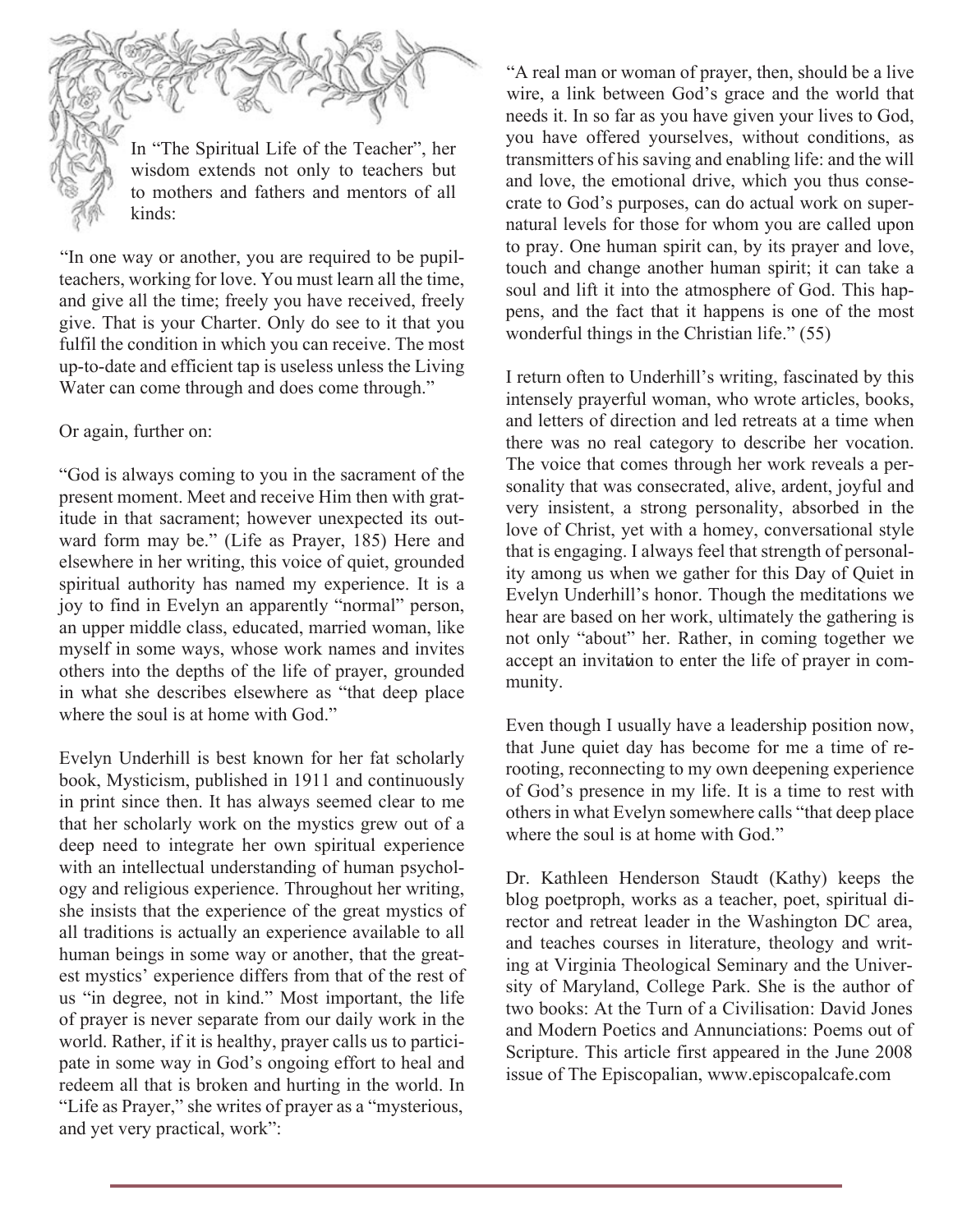In "The Spiritual Life of the Teacher", her wisdom extends not only to teachers but to mothers and fathers and mentors of all kinds:

"In one way or another, you are required to be pupil-teachers, working for love. You must learn all the time, and give all the time; freely you have received, freely give. That is your Charter. Only do see to it that you fulfil the condition in which you can receive. The most up-to-date and efficient tap is useless unless the Living Water can come through and does come through."

Or again, further on:

"God is always coming to you in the sacrament of the present moment. Meet and receive Him then with gratitude in that sacrament; however unexpected its outward form may be." (Life as Prayer, 185) Here and elsewhere in her writing, this voice of quiet, grounded spiritual authority has named my experience. It is a joy to find in Evelyn an apparently "normal" person, an upper middle class, educated, married woman, like myself in some ways, whose work names and invites others into the depths of the life of prayer, grounded in what she describes elsewhere as "that deep place where the soul is at home with God."

Evelyn Underhill is best known for her fat scholarly book, Mysticism, published in 1911 and continuously in print since then. It has always seemed clear to me that her scholarly work on the mystics grew out of a deep need to integrate her own spiritual experience with an intellectual understanding of human psychology and religious experience. Throughout her writing, she insists that the experience of the great mystics of all traditions is actually an experience available to all human beings in some way or another, that the greatest mystics' experience differs from that of the rest of us "in degree, not in kind." Most important, the life of prayer is never separate from our daily work in the world. Rather, if it is healthy, prayer calls us to participate in some way in God's ongoing effort to heal and redeem all that is broken and hurting in the world. In "Life as Prayer," she writes of prayer as a "mysterious, and yet very practical, work":

"A real man or woman of prayer, then, should be a live wire, a link between God's grace and the world that needs it. In so far as you have given your lives to God, you have offered yourselves, without conditions, as transmitters of his saving and enabling life: and the will and love, the emotional drive, which you thus consecrate to God's purposes, can do actual work on supernatural levels for those for whom you are called upon to pray. One human spirit can, by its prayer and love, touch and change another human spirit; it can take a soul and lift it into the atmosphere of God. This happens, and the fact that it happens is one of the most wonderful things in the Christian life." (55)

I return often to Underhill's writing, fascinated by this intensely prayerful woman, who wrote articles, books, and letters of direction and led retreats at a time when there was no real category to describe her vocation. The voice that comes through her work reveals a personality that was consecrated, alive, ardent, joyful and very insistent, a strong personality, absorbed in the love of Christ, yet with a homey, conversational style that is engaging. I always feel that strength of personality among us when we gather for this Day of Quiet in Evelyn Underhill's honor. Though the meditations we hear are based on her work, ultimately the gathering is not only "about" her. Rather, in coming together we accept an invitation to enter the life of prayer in community.

Even though I usually have a leadership position now, that June quiet day has become for me a time of re-rooting, reconnecting to my own deepening experience of God's presence in my life. It is a time to rest with others in what Evelyn somewhere calls "that deep place where the soul is at home with God."

Dr. Kathleen Henderson Staudt (Kathy) keeps the blog poetproph, works as a teacher, poet, spiritual director and retreat leader in the Washington DC area, and teaches courses in literature, theology and writing at Virginia Theological Seminary and the University of Maryland, College Park. She is the author of two books: At the Turn of a Civilisation: David Jones and Modern Poetics and Annunciations: Poems out of Scripture. This article first appeared in the June 2008 issue of The Episcopalian, www.episcopalcafe.com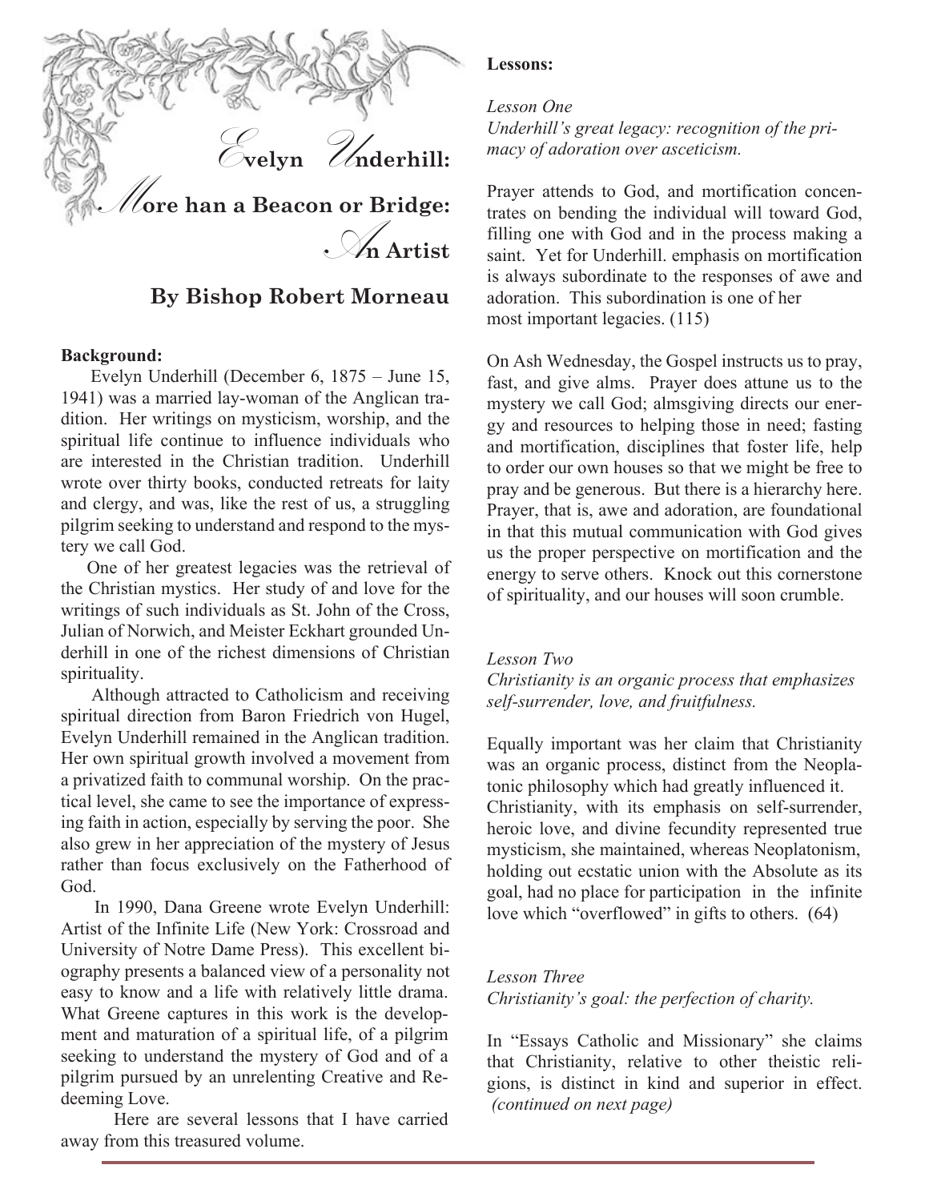# Evelyn Underhill: More han a Beacon or Bridge: An Artist

## By Bishop Robert Morneau

**Background:**

Evelyn Underhill (December 6, 1875 – June 15, 1941) was a married lay-woman of the Anglican tradition. Her writings on mysticism, worship, and the spiritual life continue to influence individuals who are interested in the Christian tradition. Underhill wrote over thirty books, conducted retreats for laity and clergy, and was, like the rest of us, a struggling pilgrim seeking to understand and respond to the mystery we call God.

One of her greatest legacies was the retrieval of the Christian mystics. Her study of and love for the writings of such individuals as St. John of the Cross, Julian of Norwich, and Meister Eckhart grounded Underhill in one of the richest dimensions of Christian spirituality.

Although attracted to Catholicism and receiving spiritual direction from Baron Friedrich von Hugel, Evelyn Underhill remained in the Anglican tradition. Her own spiritual growth involved a movement from a privatized faith to communal worship. On the practical level, she came to see the importance of expressing faith in action, especially by serving the poor. She also grew in her appreciation of the mystery of Jesus rather than focus exclusively on the Fatherhood of God.

In 1990, Dana Greene wrote Evelyn Underhill: Artist of the Infinite Life (New York: Crossroad and University of Notre Dame Press). This excellent biography presents a balanced view of a personality not easy to know and a life with relatively little drama. What Greene captures in this work is the development and maturation of a spiritual life, of a pilgrim seeking to understand the mystery of God and of a pilgrim pursued by an unrelenting Creative and Redeeming Love.

Here are several lessons that I have carried away from this treasured volume.

**Lessons:**

*Lesson One*
*Underhill's great legacy: recognition of the primacy of adoration over asceticism.*

Prayer attends to God, and mortification concentrates on bending the individual will toward God, filling one with God and in the process making a saint. Yet for Underhill. emphasis on mortification is always subordinate to the responses of awe and adoration. This subordination is one of her most important legacies. (115)

On Ash Wednesday, the Gospel instructs us to pray, fast, and give alms. Prayer does attune us to the mystery we call God; almsgiving directs our energy and resources to helping those in need; fasting and mortification, disciplines that foster life, help to order our own houses so that we might be free to pray and be generous. But there is a hierarchy here. Prayer, that is, awe and adoration, are foundational in that this mutual communication with God gives us the proper perspective on mortification and the energy to serve others. Knock out this cornerstone of spirituality, and our houses will soon crumble.

*Lesson Two*
*Christianity is an organic process that emphasizes self-surrender, love, and fruitfulness.*

Equally important was her claim that Christianity was an organic process, distinct from the Neoplatonic philosophy which had greatly influenced it. Christianity, with its emphasis on self-surrender, heroic love, and divine fecundity represented true mysticism, she maintained, whereas Neoplatonism, holding out ecstatic union with the Absolute as its goal, had no place for participation in the infinite love which "overflowed" in gifts to others. (64)

*Lesson Three*
*Christianity's goal: the perfection of charity.*

In "Essays Catholic and Missionary" she claims that Christianity, relative to other theistic religions, is distinct in kind and superior in effect. *(continued on next page)*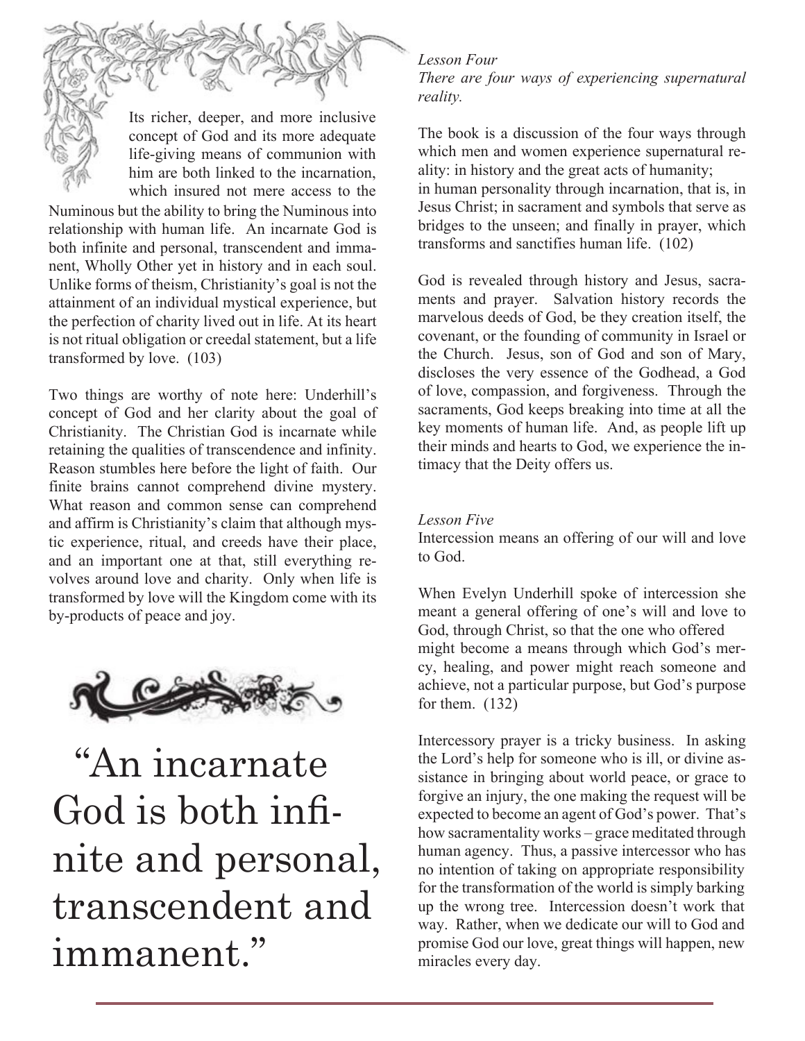Its richer, deeper, and more inclusive concept of God and its more adequate life-giving means of communion with him are both linked to the incarnation, which insured not mere access to the Numinous but the ability to bring the Numinous into relationship with human life. An incarnate God is both infinite and personal, transcendent and immanent, Wholly Other yet in history and in each soul. Unlike forms of theism, Christianity's goal is not the attainment of an individual mystical experience, but the perfection of charity lived out in life. At its heart is not ritual obligation or creedal statement, but a life transformed by love. (103)

Two things are worthy of note here: Underhill's concept of God and her clarity about the goal of Christianity. The Christian God is incarnate while retaining the qualities of transcendence and infinity. Reason stumbles here before the light of faith. Our finite brains cannot comprehend divine mystery. What reason and common sense can comprehend and affirm is Christianity's claim that although mystic experience, ritual, and creeds have their place, and an important one at that, still everything revolves around love and charity. Only when life is transformed by love will the Kingdom come with its by-products of peace and joy.

> "An incarnate God is both infinite and personal, transcendent and immanent."

*Lesson Four*
*There are four ways of experiencing supernatural reality.*

The book is a discussion of the four ways through which men and women experience supernatural reality: in history and the great acts of humanity; in human personality through incarnation, that is, in Jesus Christ; in sacrament and symbols that serve as bridges to the unseen; and finally in prayer, which transforms and sanctifies human life. (102)

God is revealed through history and Jesus, sacraments and prayer. Salvation history records the marvelous deeds of God, be they creation itself, the covenant, or the founding of community in Israel or the Church. Jesus, son of God and son of Mary, discloses the very essence of the Godhead, a God of love, compassion, and forgiveness. Through the sacraments, God keeps breaking into time at all the key moments of human life. And, as people lift up their minds and hearts to God, we experience the intimacy that the Deity offers us.

*Lesson Five*
Intercession means an offering of our will and love to God.

When Evelyn Underhill spoke of intercession she meant a general offering of one's will and love to God, through Christ, so that the one who offered might become a means through which God's mercy, healing, and power might reach someone and achieve, not a particular purpose, but God's purpose for them. (132)

Intercessory prayer is a tricky business. In asking the Lord's help for someone who is ill, or divine assistance in bringing about world peace, or grace to forgive an injury, the one making the request will be expected to become an agent of God's power. That's how sacramentality works – grace meditated through human agency. Thus, a passive intercessor who has no intention of taking on appropriate responsibility for the transformation of the world is simply barking up the wrong tree. Intercession doesn't work that way. Rather, when we dedicate our will to God and promise God our love, great things will happen, new miracles every day.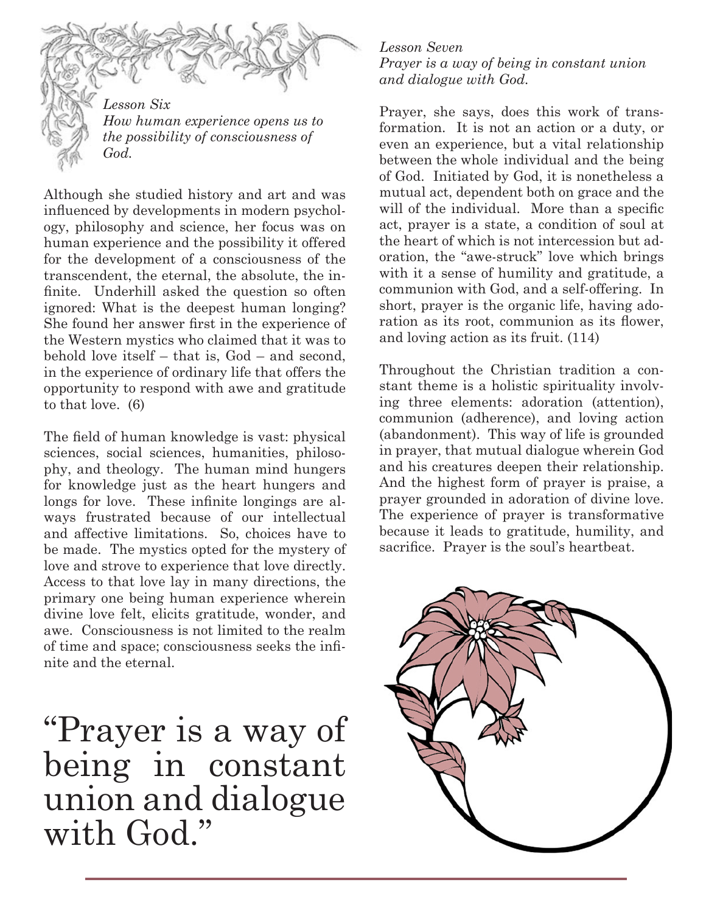*Lesson Six*
*How human experience opens us to the possibility of consciousness of God.*

Although she studied history and art and was influenced by developments in modern psychology, philosophy and science, her focus was on human experience and the possibility it offered for the development of a consciousness of the transcendent, the eternal, the absolute, the infinite. Underhill asked the question so often ignored: What is the deepest human longing? She found her answer first in the experience of the Western mystics who claimed that it was to behold love itself – that is, God – and second, in the experience of ordinary life that offers the opportunity to respond with awe and gratitude to that love. (6)

The field of human knowledge is vast: physical sciences, social sciences, humanities, philosophy, and theology. The human mind hungers for knowledge just as the heart hungers and longs for love. These infinite longings are always frustrated because of our intellectual and affective limitations. So, choices have to be made. The mystics opted for the mystery of love and strove to experience that love directly. Access to that love lay in many directions, the primary one being human experience wherein divine love felt, elicits gratitude, wonder, and awe. Consciousness is not limited to the realm of time and space; consciousness seeks the infinite and the eternal.

# "Prayer is a way of being in constant union and dialogue with God."

*Lesson Seven*
*Prayer is a way of being in constant union and dialogue with God.*

Prayer, she says, does this work of transformation. It is not an action or a duty, or even an experience, but a vital relationship between the whole individual and the being of God. Initiated by God, it is nonetheless a mutual act, dependent both on grace and the will of the individual. More than a specific act, prayer is a state, a condition of soul at the heart of which is not intercession but adoration, the "awe-struck" love which brings with it a sense of humility and gratitude, a communion with God, and a self-offering. In short, prayer is the organic life, having adoration as its root, communion as its flower, and loving action as its fruit. (114)

Throughout the Christian tradition a constant theme is a holistic spirituality involving three elements: adoration (attention), communion (adherence), and loving action (abandonment). This way of life is grounded in prayer, that mutual dialogue wherein God and his creatures deepen their relationship. And the highest form of prayer is praise, a prayer grounded in adoration of divine love. The experience of prayer is transformative because it leads to gratitude, humility, and sacrifice. Prayer is the soul's heartbeat.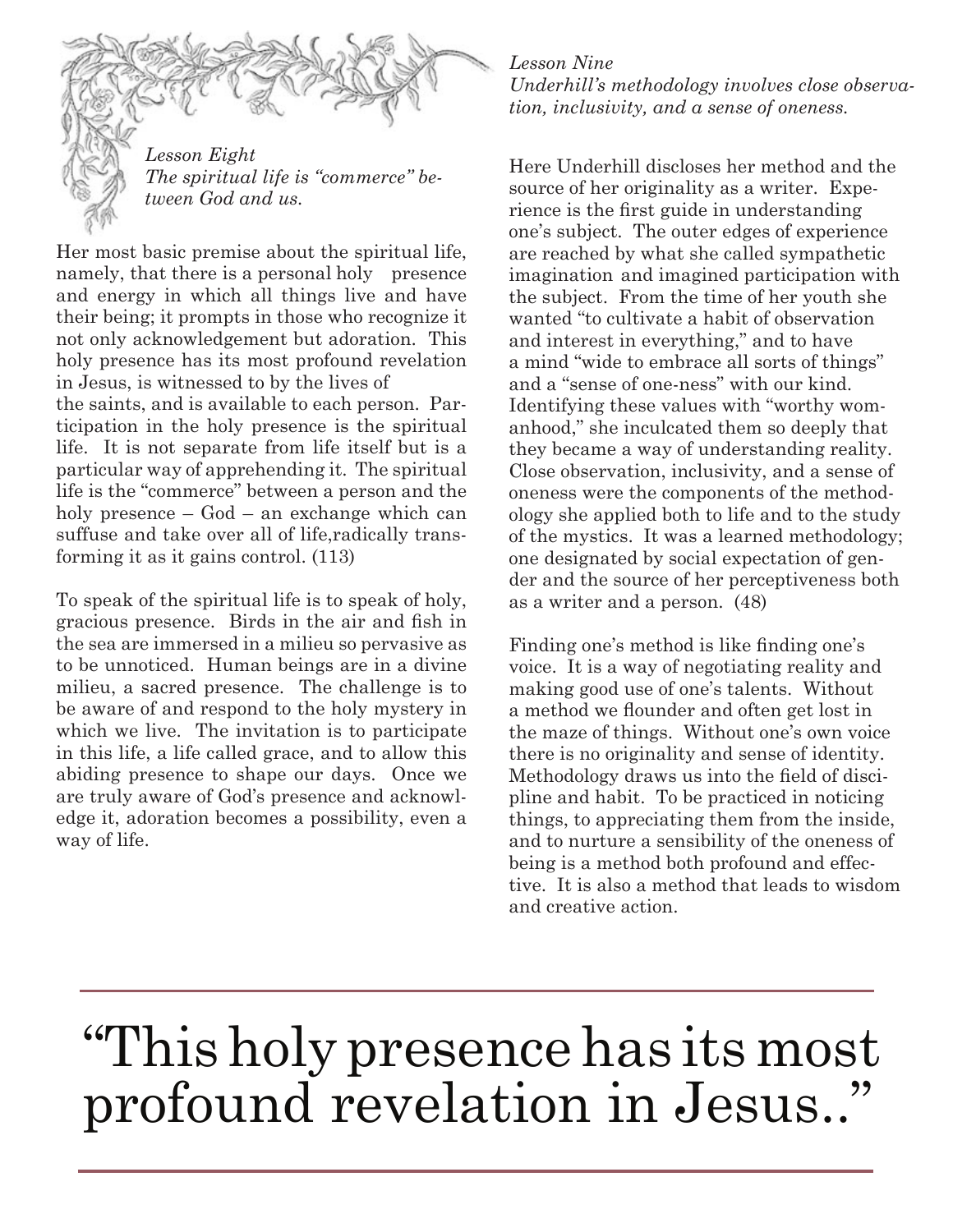*Lesson Eight*
*The spiritual life is "commerce" between God and us.*

Her most basic premise about the spiritual life, namely, that there is a personal holy presence and energy in which all things live and have their being; it prompts in those who recognize it not only acknowledgement but adoration. This holy presence has its most profound revelation in Jesus, is witnessed to by the lives of the saints, and is available to each person. Participation in the holy presence is the spiritual life. It is not separate from life itself but is a particular way of apprehending it. The spiritual life is the "commerce" between a person and the holy presence – God – an exchange which can suffuse and take over all of life,radically transforming it as it gains control. (113)

To speak of the spiritual life is to speak of holy, gracious presence. Birds in the air and fish in the sea are immersed in a milieu so pervasive as to be unnoticed. Human beings are in a divine milieu, a sacred presence. The challenge is to be aware of and respond to the holy mystery in which we live. The invitation is to participate in this life, a life called grace, and to allow this abiding presence to shape our days. Once we are truly aware of God's presence and acknowledge it, adoration becomes a possibility, even a way of life.

*Lesson Nine*
*Underhill's methodology involves close observation, inclusivity, and a sense of oneness.*

Here Underhill discloses her method and the source of her originality as a writer. Experience is the first guide in understanding one's subject. The outer edges of experience are reached by what she called sympathetic imagination and imagined participation with the subject. From the time of her youth she wanted "to cultivate a habit of observation and interest in everything," and to have a mind "wide to embrace all sorts of things" and a "sense of one-ness" with our kind. Identifying these values with "worthy womanhood," she inculcated them so deeply that they became a way of understanding reality. Close observation, inclusivity, and a sense of oneness were the components of the methodology she applied both to life and to the study of the mystics. It was a learned methodology; one designated by social expectation of gender and the source of her perceptiveness both as a writer and a person. (48)

Finding one's method is like finding one's voice. It is a way of negotiating reality and making good use of one's talents. Without a method we flounder and often get lost in the maze of things. Without one's own voice there is no originality and sense of identity. Methodology draws us into the field of discipline and habit. To be practiced in noticing things, to appreciating them from the inside, and to nurture a sensibility of the oneness of being is a method both profound and effective. It is also a method that leads to wisdom and creative action.

---

# "This holy presence has its most profound revelation in Jesus.."

---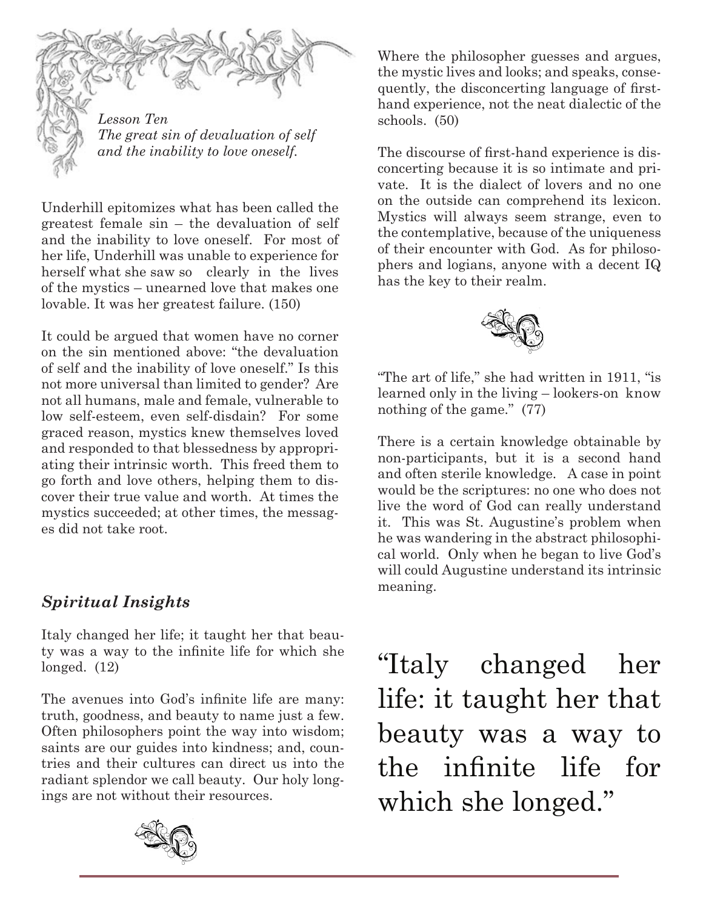*Lesson Ten*
*The great sin of devaluation of self and the inability to love oneself.*

Underhill epitomizes what has been called the greatest female sin – the devaluation of self and the inability to love oneself. For most of her life, Underhill was unable to experience for herself what she saw so clearly in the lives of the mystics – unearned love that makes one lovable. It was her greatest failure. (150)

It could be argued that women have no corner on the sin mentioned above: "the devaluation of self and the inability of love oneself." Is this not more universal than limited to gender? Are not all humans, male and female, vulnerable to low self-esteem, even self-disdain? For some graced reason, mystics knew themselves loved and responded to that blessedness by appropriating their intrinsic worth. This freed them to go forth and love others, helping them to discover their true value and worth. At times the mystics succeeded; at other times, the messages did not take root.

### *Spiritual Insights*

Italy changed her life; it taught her that beauty was a way to the infinite life for which she longed. (12)

The avenues into God's infinite life are many: truth, goodness, and beauty to name just a few. Often philosophers point the way into wisdom; saints are our guides into kindness; and, countries and their cultures can direct us into the radiant splendor we call beauty. Our holy longings are not without their resources.

Where the philosopher guesses and argues, the mystic lives and looks; and speaks, consequently, the disconcerting language of first-hand experience, not the neat dialectic of the schools. (50)

The discourse of first-hand experience is disconcerting because it is so intimate and private. It is the dialect of lovers and no one on the outside can comprehend its lexicon. Mystics will always seem strange, even to the contemplative, because of the uniqueness of their encounter with God. As for philosophers and logians, anyone with a decent IQ has the key to their realm.

"The art of life," she had written in 1911, "is learned only in the living – lookers-on know nothing of the game." (77)

There is a certain knowledge obtainable by non-participants, but it is a second hand and often sterile knowledge. A case in point would be the scriptures: no one who does not live the word of God can really understand it. This was St. Augustine's problem when he was wandering in the abstract philosophical world. Only when he began to live God's will could Augustine understand its intrinsic meaning.

"Italy changed her life: it taught her that beauty was a way to the infinite life for which she longed."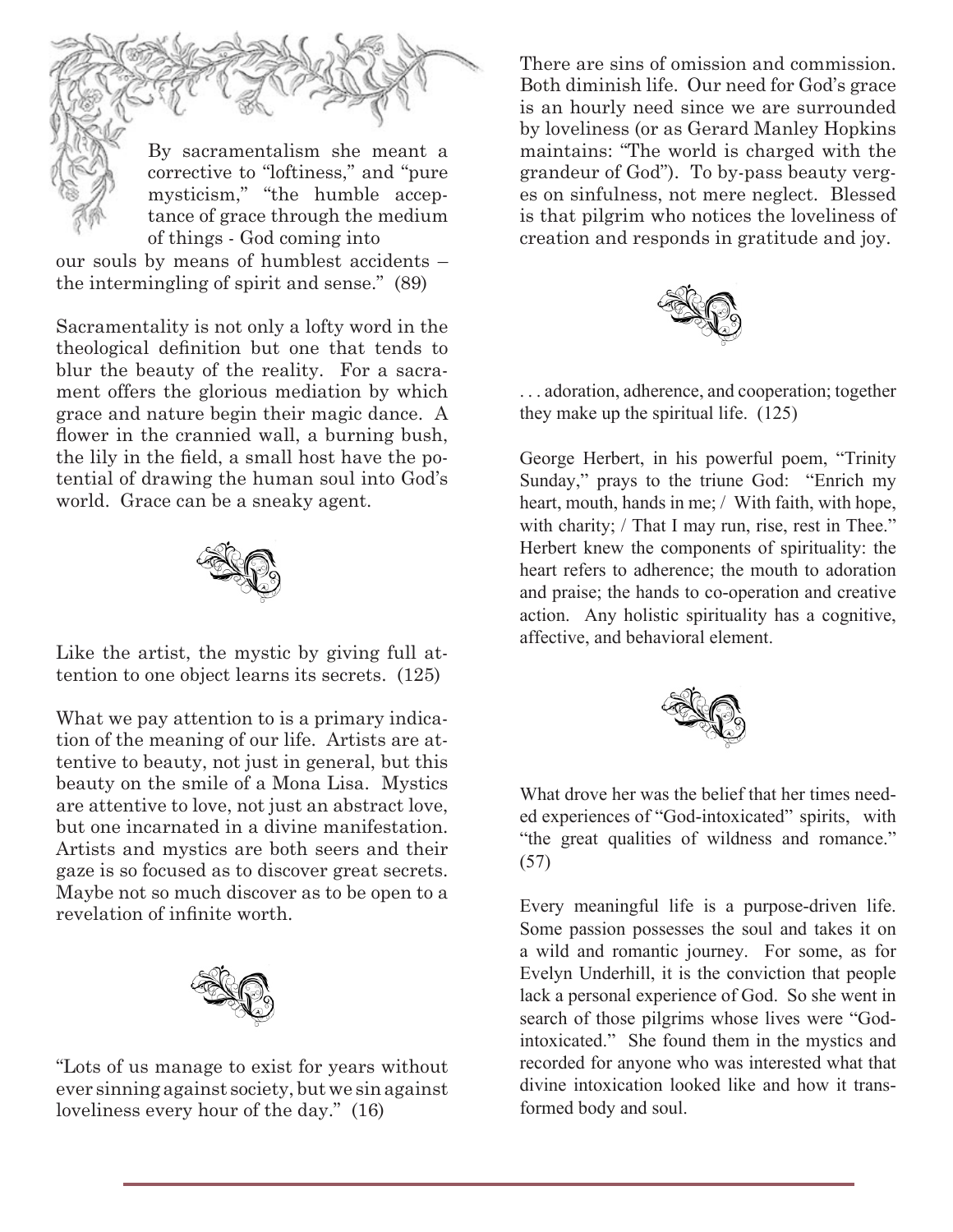By sacramentalism she meant a corrective to "loftiness," and "pure mysticism," "the humble acceptance of grace through the medium of things - God coming into our souls by means of humblest accidents – the intermingling of spirit and sense." (89)

Sacramentality is not only a lofty word in the theological definition but one that tends to blur the beauty of the reality. For a sacrament offers the glorious mediation by which grace and nature begin their magic dance. A flower in the crannied wall, a burning bush, the lily in the field, a small host have the potential of drawing the human soul into God's world. Grace can be a sneaky agent.

Like the artist, the mystic by giving full attention to one object learns its secrets. (125)

What we pay attention to is a primary indication of the meaning of our life. Artists are attentive to beauty, not just in general, but this beauty on the smile of a Mona Lisa. Mystics are attentive to love, not just an abstract love, but one incarnated in a divine manifestation. Artists and mystics are both seers and their gaze is so focused as to discover great secrets. Maybe not so much discover as to be open to a revelation of infinite worth.

"Lots of us manage to exist for years without ever sinning against society, but we sin against loveliness every hour of the day." (16)

There are sins of omission and commission. Both diminish life. Our need for God's grace is an hourly need since we are surrounded by loveliness (or as Gerard Manley Hopkins maintains: "The world is charged with the grandeur of God"). To by-pass beauty verges on sinfulness, not mere neglect. Blessed is that pilgrim who notices the loveliness of creation and responds in gratitude and joy.

. . . adoration, adherence, and cooperation; together they make up the spiritual life. (125)

George Herbert, in his powerful poem, "Trinity Sunday," prays to the triune God: "Enrich my heart, mouth, hands in me; / With faith, with hope, with charity; / That I may run, rise, rest in Thee." Herbert knew the components of spirituality: the heart refers to adherence; the mouth to adoration and praise; the hands to co-operation and creative action. Any holistic spirituality has a cognitive, affective, and behavioral element.

What drove her was the belief that her times needed experiences of "God-intoxicated" spirits, with "the great qualities of wildness and romance." (57)

Every meaningful life is a purpose-driven life. Some passion possesses the soul and takes it on a wild and romantic journey. For some, as for Evelyn Underhill, it is the conviction that people lack a personal experience of God. So she went in search of those pilgrims whose lives were "God-intoxicated." She found them in the mystics and recorded for anyone who was interested what that divine intoxication looked like and how it transformed body and soul.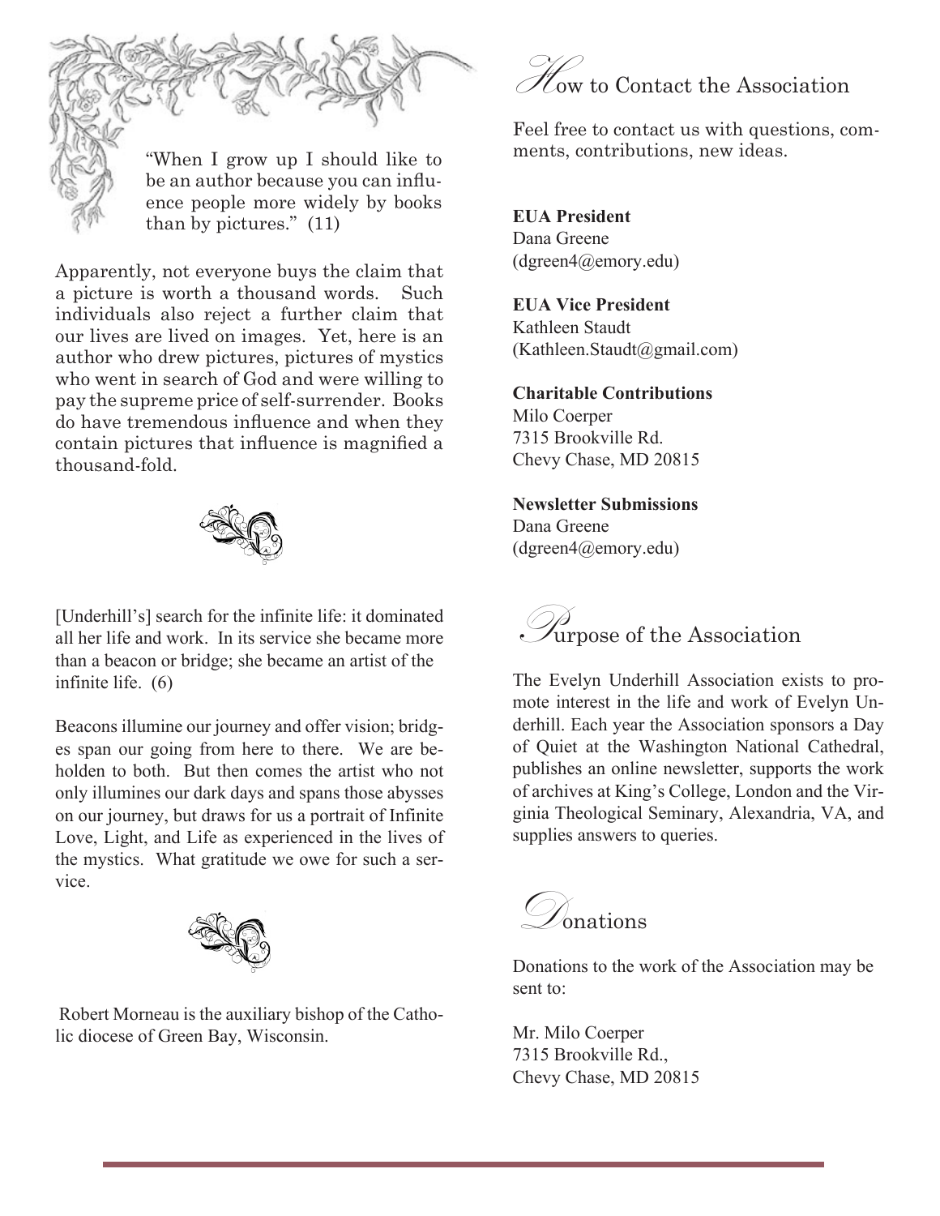"When I grow up I should like to be an author because you can influence people more widely by books than by pictures." (11)

Apparently, not everyone buys the claim that a picture is worth a thousand words. Such individuals also reject a further claim that our lives are lived on images. Yet, here is an author who drew pictures, pictures of mystics who went in search of God and were willing to pay the supreme price of self-surrender. Books do have tremendous influence and when they contain pictures that influence is magnified a thousand-fold.

[Underhill's] search for the infinite life: it dominated all her life and work. In its service she became more than a beacon or bridge; she became an artist of the infinite life. (6)

Beacons illumine our journey and offer vision; bridges span our going from here to there. We are beholden to both. But then comes the artist who not only illumines our dark days and spans those abysses on our journey, but draws for us a portrait of Infinite Love, Light, and Life as experienced in the lives of the mystics. What gratitude we owe for such a service.

Robert Morneau is the auxiliary bishop of the Catholic diocese of Green Bay, Wisconsin.

## How to Contact the Association

Feel free to contact us with questions, comments, contributions, new ideas.

**EUA President**
Dana Greene
(dgreen4@emory.edu)

**EUA Vice President**
Kathleen Staudt
(Kathleen.Staudt@gmail.com)

**Charitable Contributions**
Milo Coerper
7315 Brookville Rd.
Chevy Chase, MD 20815

**Newsletter Submissions**
Dana Greene
(dgreen4@emory.edu)

## Purpose of the Association

The Evelyn Underhill Association exists to promote interest in the life and work of Evelyn Underhill. Each year the Association sponsors a Day of Quiet at the Washington National Cathedral, publishes an online newsletter, supports the work of archives at King's College, London and the Virginia Theological Seminary, Alexandria, VA, and supplies answers to queries.

## Donations

Donations to the work of the Association may be sent to:

Mr. Milo Coerper
7315 Brookville Rd.,
Chevy Chase, MD 20815